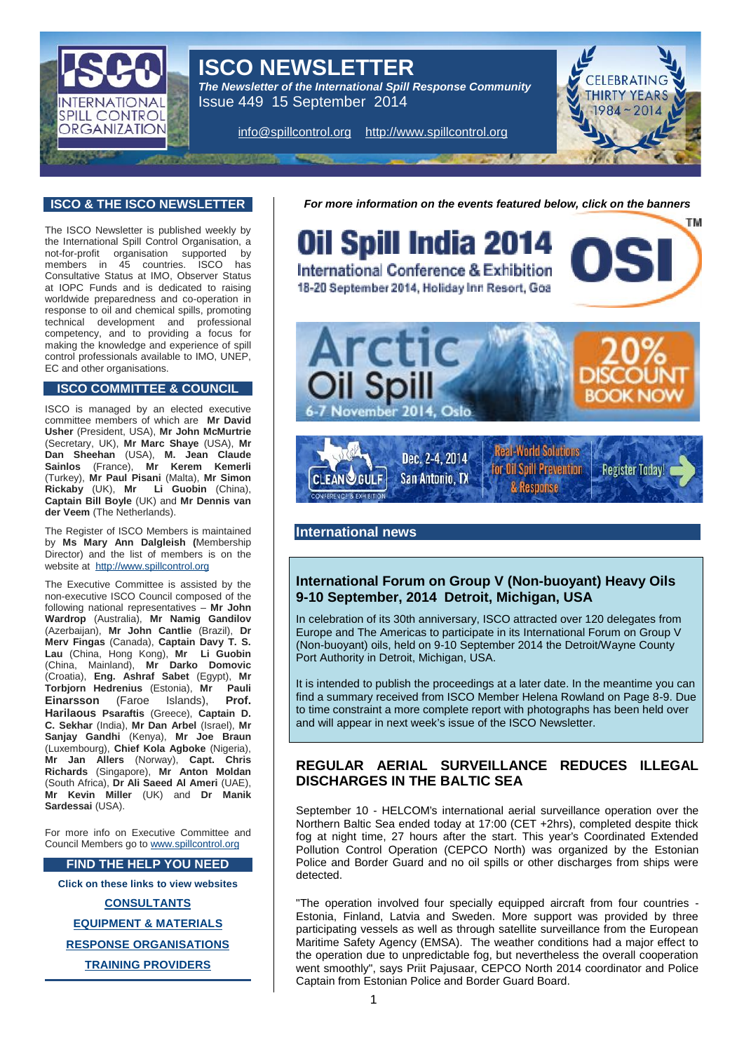# ISCO NEWSLETTER

***The Newsletter of the International Spill Response Community***

Issue 449 15 September 2014

info@spillcontrol.org    http://www.spillcontrol.org

CELEBRATING THIRTY YEARS 1984 ~ 2014

## ISCO & THE ISCO NEWSLETTER

The ISCO Newsletter is published weekly by the International Spill Control Organisation, a not-for-profit organisation supported by members in 45 countries. ISCO has Consultative Status at IMO, Observer Status at IOPC Funds and is dedicated to raising worldwide preparedness and co-operation in response to oil and chemical spills, promoting technical development and professional competency, and to providing a focus for making the knowledge and experience of spill control professionals available to IMO, UNEP, EC and other organisations.

## ISCO COMMITTEE & COUNCIL

ISCO is managed by an elected executive committee members of which are **Mr David Usher** (President, USA), **Mr John McMurtrie** (Secretary, UK), **Mr Marc Shaye** (USA), **Mr Dan Sheehan** (USA), **M. Jean Claude Sainlos** (France), **Mr Kerem Kemerli** (Turkey), **Mr Paul Pisani** (Malta), **Mr Simon Rickaby** (UK), **Mr Li Guobin** (China), **Captain Bill Boyle** (UK) and **Mr Dennis van der Veem** (The Netherlands).

The Register of ISCO Members is maintained by **Ms Mary Ann Dalgleish (**Membership Director) and the list of members is on the website at http://www.spillcontrol.org

The Executive Committee is assisted by the non-executive ISCO Council composed of the following national representatives – **Mr John Wardrop** (Australia), **Mr Namig Gandilov** (Azerbaijan), **Mr John Cantlie** (Brazil), **Dr Merv Fingas** (Canada), **Captain Davy T. S. Lau** (China, Hong Kong), **Mr Li Guobin** (China, Mainland), **Mr Darko Domovic** (Croatia), **Eng. Ashraf Sabet** (Egypt), **Mr Torbjorn Hedrenius** (Estonia), **Mr Pauli Einarsson** (Faroe Islands), **Prof. Harilaous Psaraftis** (Greece), **Captain D. C. Sekhar** (India), **Mr Dan Arbel** (Israel), **Mr Sanjay Gandhi** (Kenya), **Mr Joe Braun** (Luxembourg), **Chief Kola Agboke** (Nigeria), **Mr Jan Allers** (Norway), **Capt. Chris Richards** (Singapore), **Mr Anton Moldan** (South Africa), **Dr Ali Saeed Al Ameri** (UAE), **Mr Kevin Miller** (UK) and **Dr Manik Sardessai** (USA).

For more info on Executive Committee and Council Members go to www.spillcontrol.org

## FIND THE HELP YOU NEED

**Click on these links to view websites**

**CONSULTANTS**

**EQUIPMENT & MATERIALS**

**RESPONSE ORGANISATIONS**

**TRAINING PROVIDERS**

***For more information on the events featured below, click on the banners***

**Oil Spill India 2014** – International Conference & Exhibition – 18-20 September 2014, Holiday Inn Resort, Goa – OSI

**Arctic Oil Spill** – 6-7 November 2014, Oslo – 20% DISCOUNT BOOK NOW

**CLEAN GULF** Conference & Exhibition – Dec. 2-4, 2014 San Antonio, TX – Real-World Solutions for Oil Spill Prevention & Response – Register Today!

## International news

### International Forum on Group V (Non-buoyant) Heavy Oils 9-10 September, 2014 Detroit, Michigan, USA

In celebration of its 30th anniversary, ISCO attracted over 120 delegates from Europe and The Americas to participate in its International Forum on Group V (Non-buoyant) oils, held on 9-10 September 2014 the Detroit/Wayne County Port Authority in Detroit, Michigan, USA.

It is intended to publish the proceedings at a later date. In the meantime you can find a summary received from ISCO Member Helena Rowland on Page 8-9. Due to time constraint a more complete report with photographs has been held over and will appear in next week's issue of the ISCO Newsletter.

### REGULAR AERIAL SURVEILLANCE REDUCES ILLEGAL DISCHARGES IN THE BALTIC SEA

September 10 - HELCOM's international aerial surveillance operation over the Northern Baltic Sea ended today at 17:00 (CET +2hrs), completed despite thick fog at night time, 27 hours after the start. This year's Coordinated Extended Pollution Control Operation (CEPCO North) was organized by the Estonian Police and Border Guard and no oil spills or other discharges from ships were detected.

"The operation involved four specially equipped aircraft from four countries - Estonia, Finland, Latvia and Sweden. More support was provided by three participating vessels as well as through satellite surveillance from the European Maritime Safety Agency (EMSA). The weather conditions had a major effect to the operation due to unpredictable fog, but nevertheless the overall cooperation went smoothly", says Priit Pajusaar, CEPCO North 2014 coordinator and Police Captain from Estonian Police and Border Guard Board.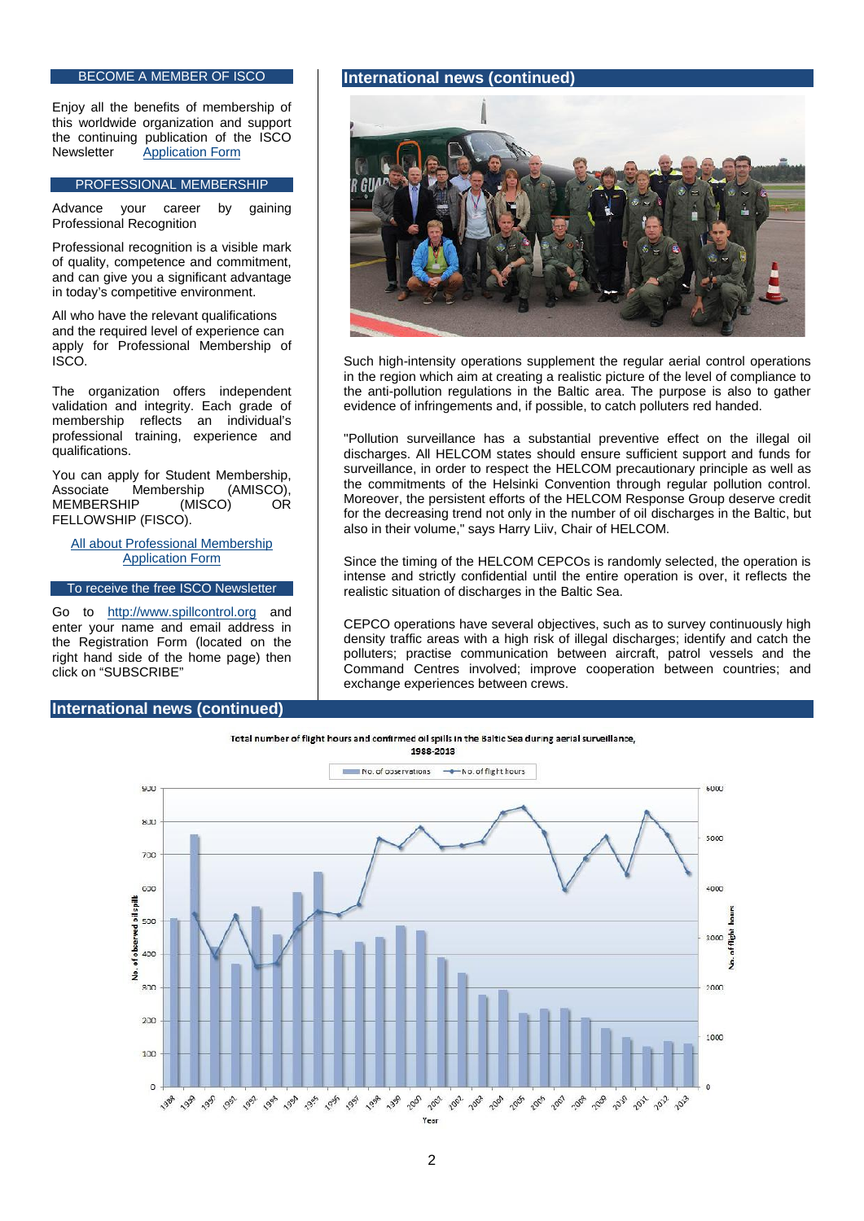## BECOME A MEMBER OF ISCO

Enjoy all the benefits of membership of this worldwide organization and support the continuing publication of the ISCO Newsletter [Application Form]

## PROFESSIONAL MEMBERSHIP

Advance your career by gaining Professional Recognition

Professional recognition is a visible mark of quality, competence and commitment, and can give you a significant advantage in today's competitive environment.

All who have the relevant qualifications and the required level of experience can apply for Professional Membership of ISCO.

The organization offers independent validation and integrity. Each grade of membership reflects an individual's professional training, experience and qualifications.

You can apply for Student Membership, Associate Membership (AMISCO), MEMBERSHIP (MISCO) OR FELLOWSHIP (FISCO).

All about Professional Membership
Application Form

## To receive the free ISCO Newsletter

Go to http://www.spillcontrol.org and enter your name and email address in the Registration Form (located on the right hand side of the home page) then click on "SUBSCRIBE"

## International news (continued)

Such high-intensity operations supplement the regular aerial control operations in the region which aim at creating a realistic picture of the level of compliance to the anti-pollution regulations in the Baltic area. The purpose is also to gather evidence of infringements and, if possible, to catch polluters red handed.

"Pollution surveillance has a substantial preventive effect on the illegal oil discharges. All HELCOM states should ensure sufficient support and funds for surveillance, in order to respect the HELCOM precautionary principle as well as the commitments of the Helsinki Convention through regular pollution control. Moreover, the persistent efforts of the HELCOM Response Group deserve credit for the decreasing trend not only in the number of oil discharges in the Baltic, but also in their volume," says Harry Liiv, Chair of HELCOM.

Since the timing of the HELCOM CEPCOs is randomly selected, the operation is intense and strictly confidential until the entire operation is over, it reflects the realistic situation of discharges in the Baltic Sea.

CEPCO operations have several objectives, such as to survey continuously high density traffic areas with a high risk of illegal discharges; identify and catch the polluters; practise communication between aircraft, patrol vessels and the Command Centres involved; improve cooperation between countries; and exchange experiences between crews.

## International news (continued)

Total number of flight hours and confirmed oil spills in the Baltic Sea during aerial surveillance, 1988-2013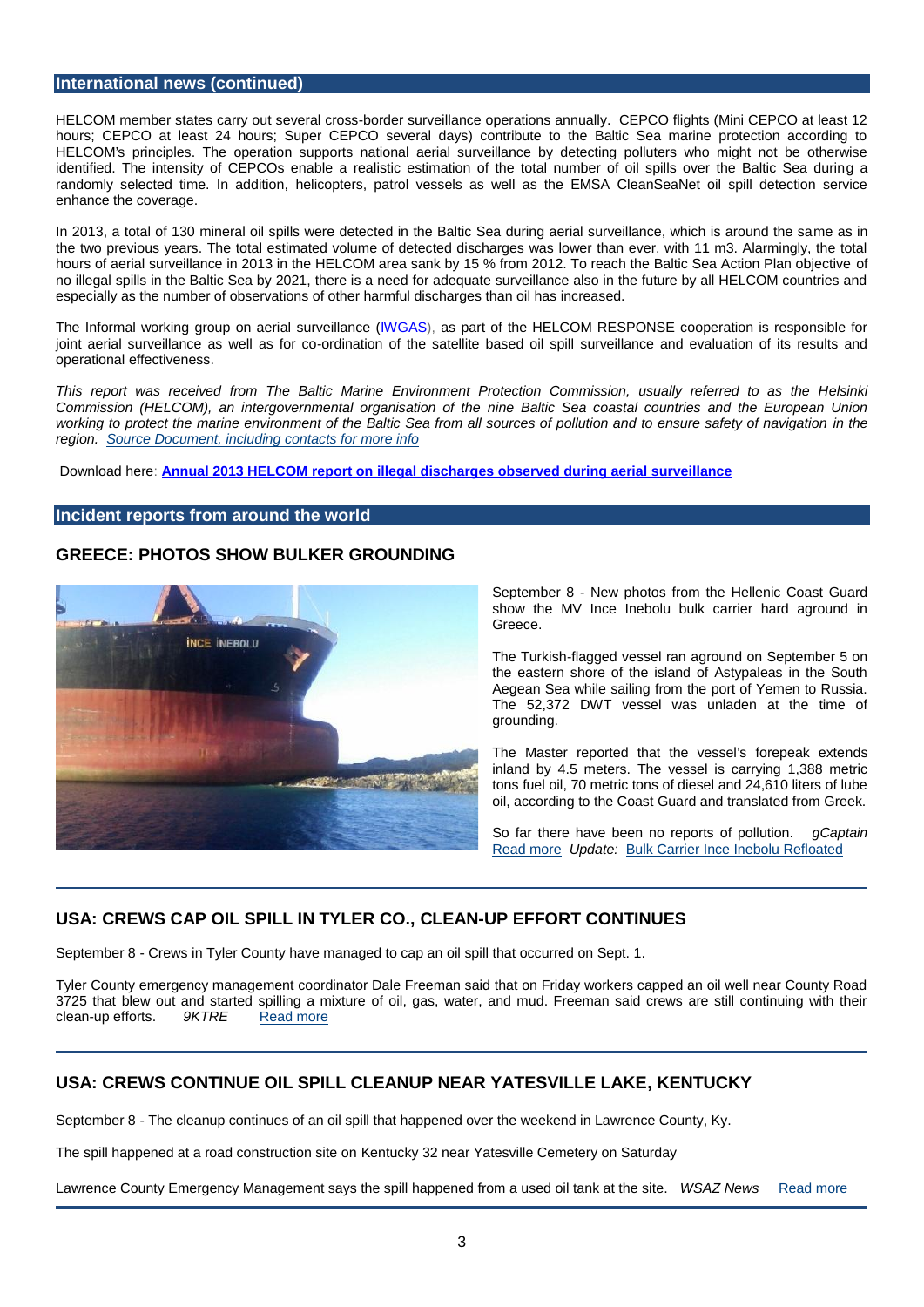## International news (continued)

HELCOM member states carry out several cross-border surveillance operations annually. CEPCO flights (Mini CEPCO at least 12 hours; CEPCO at least 24 hours; Super CEPCO several days) contribute to the Baltic Sea marine protection according to HELCOM's principles. The operation supports national aerial surveillance by detecting polluters who might not be otherwise identified. The intensity of CEPCOs enable a realistic estimation of the total number of oil spills over the Baltic Sea during a randomly selected time. In addition, helicopters, patrol vessels as well as the EMSA CleanSeaNet oil spill detection service enhance the coverage.

In 2013, a total of 130 mineral oil spills were detected in the Baltic Sea during aerial surveillance, which is around the same as in the two previous years. The total estimated volume of detected discharges was lower than ever, with 11 m3. Alarmingly, the total hours of aerial surveillance in 2013 in the HELCOM area sank by 15 % from 2012. To reach the Baltic Sea Action Plan objective of no illegal spills in the Baltic Sea by 2021, there is a need for adequate surveillance also in the future by all HELCOM countries and especially as the number of observations of other harmful discharges than oil has increased.

The Informal working group on aerial surveillance (IWGAS), as part of the HELCOM RESPONSE cooperation is responsible for joint aerial surveillance as well as for co-ordination of the satellite based oil spill surveillance and evaluation of its results and operational effectiveness.

*This report was received from The Baltic Marine Environment Protection Commission, usually referred to as the Helsinki Commission (HELCOM), an intergovernmental organisation of the nine Baltic Sea coastal countries and the European Union working to protect the marine environment of the Baltic Sea from all sources of pollution and to ensure safety of navigation in the region. Source Document, including contacts for more info*

Download here: **Annual 2013 HELCOM report on illegal discharges observed during aerial surveillance**

## Incident reports from around the world

### GREECE: PHOTOS SHOW BULKER GROUNDING

September 8 - New photos from the Hellenic Coast Guard show the MV Ince Inebolu bulk carrier hard aground in Greece.

The Turkish-flagged vessel ran aground on September 5 on the eastern shore of the island of Astypaleas in the South Aegean Sea while sailing from the port of Yemen to Russia. The 52,372 DWT vessel was unladen at the time of grounding.

The Master reported that the vessel's forepeak extends inland by 4.5 meters. The vessel is carrying 1,388 metric tons fuel oil, 70 metric tons of diesel and 24,610 liters of lube oil, according to the Coast Guard and translated from Greek.

So far there have been no reports of pollution. *gCaptain* Read more *Update:* Bulk Carrier Ince Inebolu Refloated

### USA: CREWS CAP OIL SPILL IN TYLER CO., CLEAN-UP EFFORT CONTINUES

September 8 - Crews in Tyler County have managed to cap an oil spill that occurred on Sept. 1.

Tyler County emergency management coordinator Dale Freeman said that on Friday workers capped an oil well near County Road 3725 that blew out and started spilling a mixture of oil, gas, water, and mud. Freeman said crews are still continuing with their clean-up efforts. *9KTRE* Read more

### USA: CREWS CONTINUE OIL SPILL CLEANUP NEAR YATESVILLE LAKE, KENTUCKY

September 8 - The cleanup continues of an oil spill that happened over the weekend in Lawrence County, Ky.

The spill happened at a road construction site on Kentucky 32 near Yatesville Cemetery on Saturday

Lawrence County Emergency Management says the spill happened from a used oil tank at the site. *WSAZ News* Read more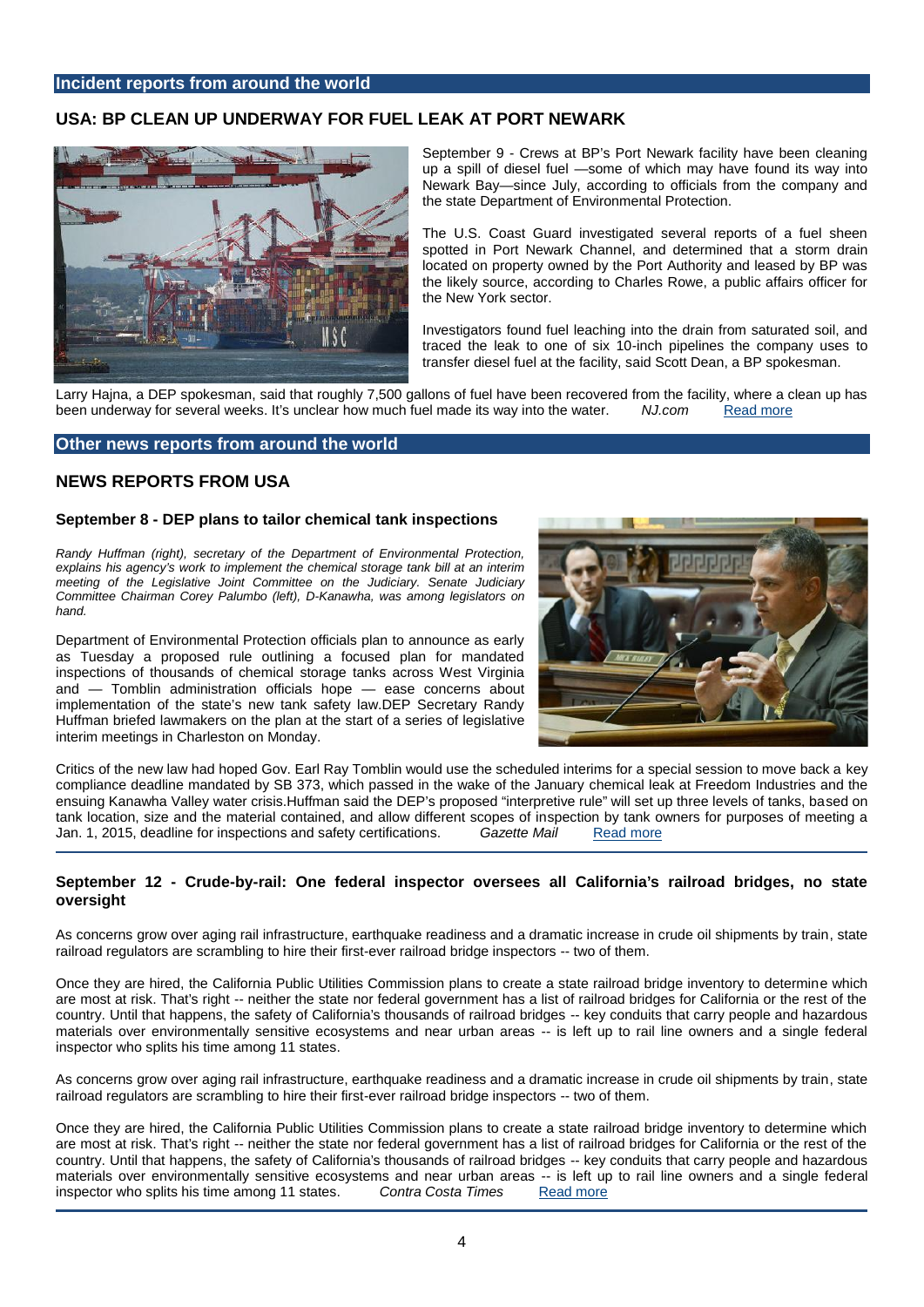## Incident reports from around the world

### USA: BP CLEAN UP UNDERWAY FOR FUEL LEAK AT PORT NEWARK

September 9 - Crews at BP's Port Newark facility have been cleaning up a spill of diesel fuel —some of which may have found its way into Newark Bay—since July, according to officials from the company and the state Department of Environmental Protection.

The U.S. Coast Guard investigated several reports of a fuel sheen spotted in Port Newark Channel, and determined that a storm drain located on property owned by the Port Authority and leased by BP was the likely source, according to Charles Rowe, a public affairs officer for the New York sector.

Investigators found fuel leaching into the drain from saturated soil, and traced the leak to one of six 10-inch pipelines the company uses to transfer diesel fuel at the facility, said Scott Dean, a BP spokesman.

Larry Hajna, a DEP spokesman, said that roughly 7,500 gallons of fuel have been recovered from the facility, where a clean up has been underway for several weeks. It's unclear how much fuel made its way into the water. *NJ.com* Read more

## Other news reports from around the world

### NEWS REPORTS FROM USA

#### September 8 - DEP plans to tailor chemical tank inspections

*Randy Huffman (right), secretary of the Department of Environmental Protection, explains his agency's work to implement the chemical storage tank bill at an interim meeting of the Legislative Joint Committee on the Judiciary. Senate Judiciary Committee Chairman Corey Palumbo (left), D-Kanawha, was among legislators on hand.*

Department of Environmental Protection officials plan to announce as early as Tuesday a proposed rule outlining a focused plan for mandated inspections of thousands of chemical storage tanks across West Virginia and — Tomblin administration officials hope — ease concerns about implementation of the state's new tank safety law.DEP Secretary Randy Huffman briefed lawmakers on the plan at the start of a series of legislative interim meetings in Charleston on Monday.

Critics of the new law had hoped Gov. Earl Ray Tomblin would use the scheduled interims for a special session to move back a key compliance deadline mandated by SB 373, which passed in the wake of the January chemical leak at Freedom Industries and the ensuing Kanawha Valley water crisis.Huffman said the DEP's proposed "interpretive rule" will set up three levels of tanks, based on tank location, size and the material contained, and allow different scopes of inspection by tank owners for purposes of meeting a Jan. 1, 2015, deadline for inspections and safety certifications. *Gazette Mail* Read more

#### September 12 - Crude-by-rail: One federal inspector oversees all California's railroad bridges, no state oversight

As concerns grow over aging rail infrastructure, earthquake readiness and a dramatic increase in crude oil shipments by train, state railroad regulators are scrambling to hire their first-ever railroad bridge inspectors -- two of them.

Once they are hired, the California Public Utilities Commission plans to create a state railroad bridge inventory to determine which are most at risk. That's right -- neither the state nor federal government has a list of railroad bridges for California or the rest of the country. Until that happens, the safety of California's thousands of railroad bridges -- key conduits that carry people and hazardous materials over environmentally sensitive ecosystems and near urban areas -- is left up to rail line owners and a single federal inspector who splits his time among 11 states.

As concerns grow over aging rail infrastructure, earthquake readiness and a dramatic increase in crude oil shipments by train, state railroad regulators are scrambling to hire their first-ever railroad bridge inspectors -- two of them.

Once they are hired, the California Public Utilities Commission plans to create a state railroad bridge inventory to determine which are most at risk. That's right -- neither the state nor federal government has a list of railroad bridges for California or the rest of the country. Until that happens, the safety of California's thousands of railroad bridges -- key conduits that carry people and hazardous materials over environmentally sensitive ecosystems and near urban areas -- is left up to rail line owners and a single federal inspector who splits his time among 11 states. *Contra Costa Times* Read more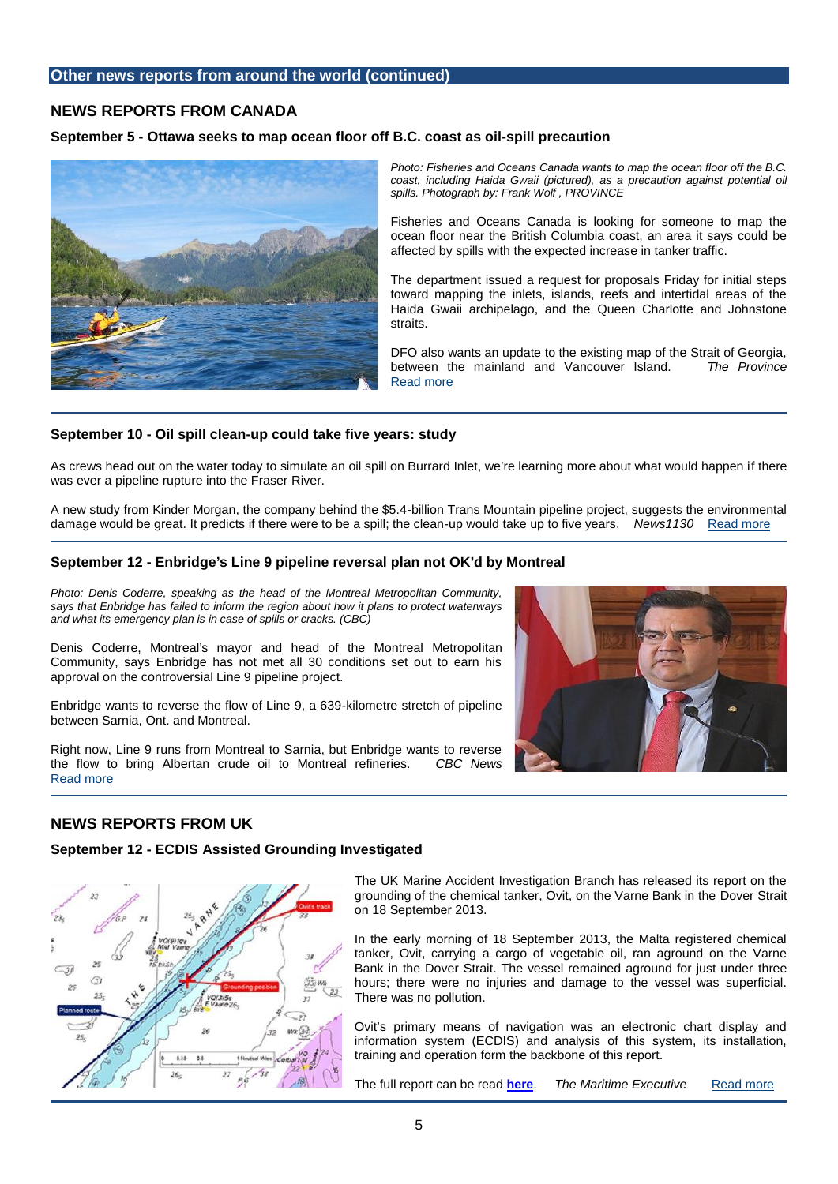## Other news reports from around the world (continued)

## NEWS REPORTS FROM CANADA

### September 5 - Ottawa seeks to map ocean floor off B.C. coast as oil-spill precaution

*Photo: Fisheries and Oceans Canada wants to map the ocean floor off the B.C. coast, including Haida Gwaii (pictured), as a precaution against potential oil spills. Photograph by: Frank Wolf , PROVINCE*

Fisheries and Oceans Canada is looking for someone to map the ocean floor near the British Columbia coast, an area it says could be affected by spills with the expected increase in tanker traffic.

The department issued a request for proposals Friday for initial steps toward mapping the inlets, islands, reefs and intertidal areas of the Haida Gwaii archipelago, and the Queen Charlotte and Johnstone straits.

DFO also wants an update to the existing map of the Strait of Georgia, between the mainland and Vancouver Island. *The Province* Read more

---

### September 10 - Oil spill clean-up could take five years: study

As crews head out on the water today to simulate an oil spill on Burrard Inlet, we're learning more about what would happen if there was ever a pipeline rupture into the Fraser River.

A new study from Kinder Morgan, the company behind the $5.4-billion Trans Mountain pipeline project, suggests the environmental damage would be great. It predicts if there were to be a spill; the clean-up would take up to five years. *News1130* Read more

---

### September 12 - Enbridge's Line 9 pipeline reversal plan not OK'd by Montreal

*Photo: Denis Coderre, speaking as the head of the Montreal Metropolitan Community, says that Enbridge has failed to inform the region about how it plans to protect waterways and what its emergency plan is in case of spills or cracks. (CBC)*

Denis Coderre, Montreal's mayor and head of the Montreal Metropolitan Community, says Enbridge has not met all 30 conditions set out to earn his approval on the controversial Line 9 pipeline project.

Enbridge wants to reverse the flow of Line 9, a 639-kilometre stretch of pipeline between Sarnia, Ont. and Montreal.

Right now, Line 9 runs from Montreal to Sarnia, but Enbridge wants to reverse the flow to bring Albertan crude oil to Montreal refineries. *CBC News* Read more

---

## NEWS REPORTS FROM UK

### September 12 - ECDIS Assisted Grounding Investigated

The UK Marine Accident Investigation Branch has released its report on the grounding of the chemical tanker, Ovit, on the Varne Bank in the Dover Strait on 18 September 2013.

In the early morning of 18 September 2013, the Malta registered chemical tanker, Ovit, carrying a cargo of vegetable oil, ran aground on the Varne Bank in the Dover Strait. The vessel remained aground for just under three hours; there were no injuries and damage to the vessel was superficial. There was no pollution.

Ovit's primary means of navigation was an electronic chart display and information system (ECDIS) and analysis of this system, its installation, training and operation form the backbone of this report.

The full report can be read **here**. *The Maritime Executive* Read more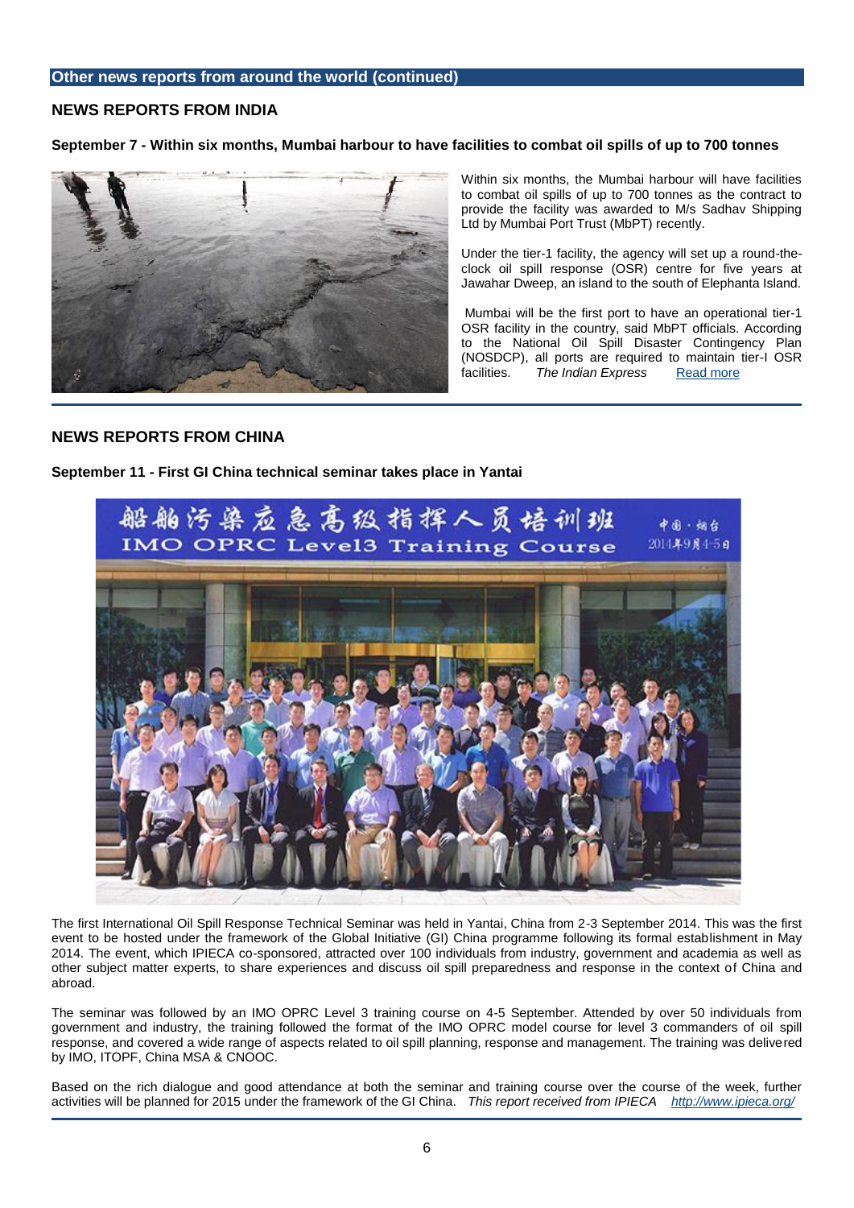## Other news reports from around the world (continued)

## NEWS REPORTS FROM INDIA

### September 7 - Within six months, Mumbai harbour to have facilities to combat oil spills of up to 700 tonnes

Within six months, the Mumbai harbour will have facilities to combat oil spills of up to 700 tonnes as the contract to provide the facility was awarded to M/s Sadhav Shipping Ltd by Mumbai Port Trust (MbPT) recently.

Under the tier-1 facility, the agency will set up a round-the-clock oil spill response (OSR) centre for five years at Jawahar Dweep, an island to the south of Elephanta Island.

Mumbai will be the first port to have an operational tier-1 OSR facility in the country, said MbPT officials. According to the National Oil Spill Disaster Contingency Plan (NOSDCP), all ports are required to maintain tier-I OSR facilities. *The Indian Express* Read more

## NEWS REPORTS FROM CHINA

### September 11 - First GI China technical seminar takes place in Yantai

The first International Oil Spill Response Technical Seminar was held in Yantai, China from 2-3 September 2014. This was the first event to be hosted under the framework of the Global Initiative (GI) China programme following its formal establishment in May 2014. The event, which IPIECA co-sponsored, attracted over 100 individuals from industry, government and academia as well as other subject matter experts, to share experiences and discuss oil spill preparedness and response in the context of China and abroad.

The seminar was followed by an IMO OPRC Level 3 training course on 4-5 September. Attended by over 50 individuals from government and industry, the training followed the format of the IMO OPRC model course for level 3 commanders of oil spill response, and covered a wide range of aspects related to oil spill planning, response and management. The training was delivered by IMO, ITOPF, China MSA & CNOOC.

Based on the rich dialogue and good attendance at both the seminar and training course over the course of the week, further activities will be planned for 2015 under the framework of the GI China. *This report received from IPIECA* *http://www.ipieca.org/*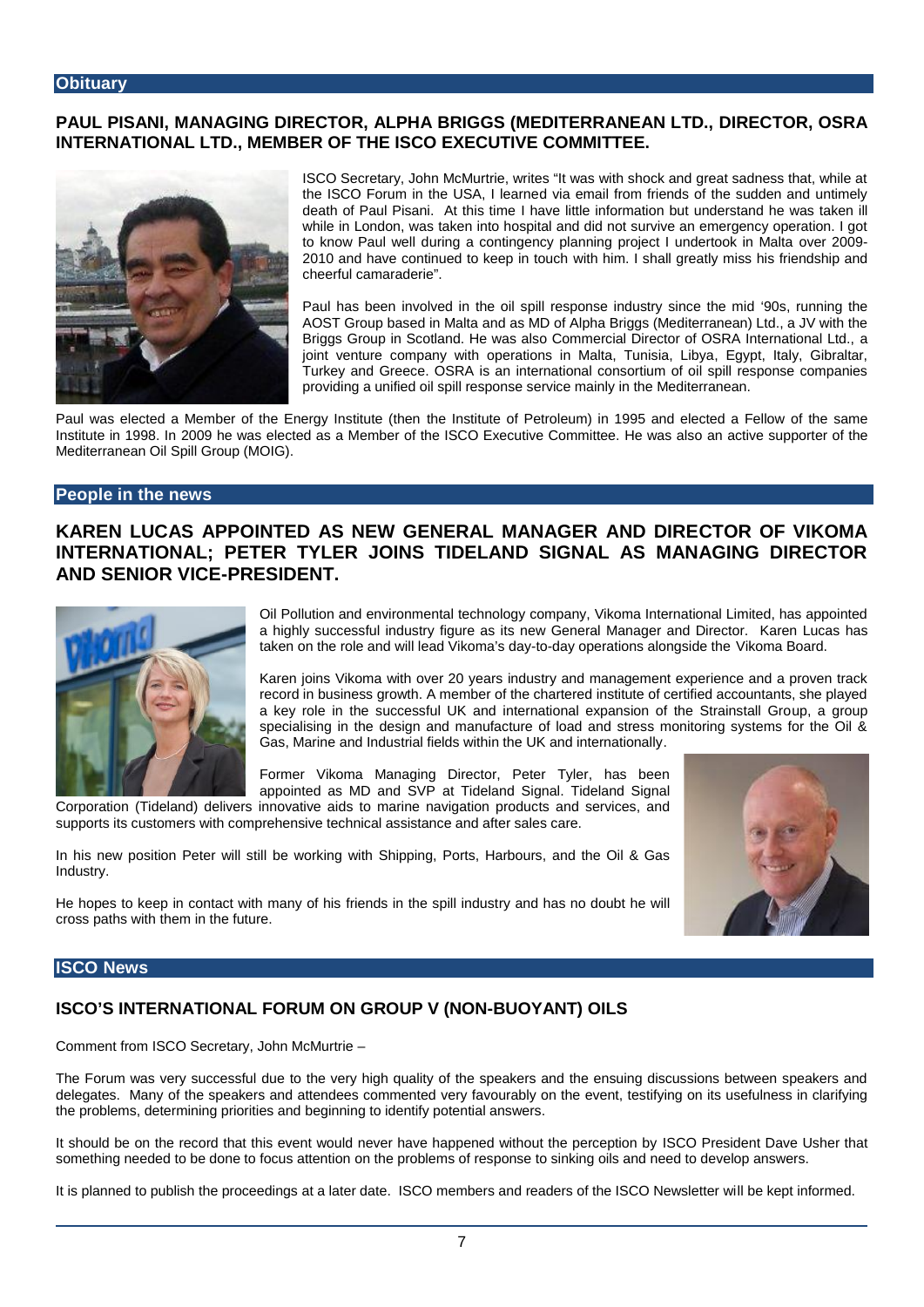## Obituary

### PAUL PISANI, MANAGING DIRECTOR, ALPHA BRIGGS (MEDITERRANEAN LTD., DIRECTOR, OSRA INTERNATIONAL LTD., MEMBER OF THE ISCO EXECUTIVE COMMITTEE.

ISCO Secretary, John McMurtrie, writes "It was with shock and great sadness that, while at the ISCO Forum in the USA, I learned via email from friends of the sudden and untimely death of Paul Pisani. At this time I have little information but understand he was taken ill while in London, was taken into hospital and did not survive an emergency operation. I got to know Paul well during a contingency planning project I undertook in Malta over 2009-2010 and have continued to keep in touch with him. I shall greatly miss his friendship and cheerful camaraderie".

Paul has been involved in the oil spill response industry since the mid '90s, running the AOST Group based in Malta and as MD of Alpha Briggs (Mediterranean) Ltd., a JV with the Briggs Group in Scotland. He was also Commercial Director of OSRA International Ltd., a joint venture company with operations in Malta, Tunisia, Libya, Egypt, Italy, Gibraltar, Turkey and Greece. OSRA is an international consortium of oil spill response companies providing a unified oil spill response service mainly in the Mediterranean.

Paul was elected a Member of the Energy Institute (then the Institute of Petroleum) in 1995 and elected a Fellow of the same Institute in 1998. In 2009 he was elected as a Member of the ISCO Executive Committee. He was also an active supporter of the Mediterranean Oil Spill Group (MOIG).

## People in the news

### KAREN LUCAS APPOINTED AS NEW GENERAL MANAGER AND DIRECTOR OF VIKOMA INTERNATIONAL; PETER TYLER JOINS TIDELAND SIGNAL AS MANAGING DIRECTOR AND SENIOR VICE-PRESIDENT.

Oil Pollution and environmental technology company, Vikoma International Limited, has appointed a highly successful industry figure as its new General Manager and Director. Karen Lucas has taken on the role and will lead Vikoma's day-to-day operations alongside the Vikoma Board.

Karen joins Vikoma with over 20 years industry and management experience and a proven track record in business growth. A member of the chartered institute of certified accountants, she played a key role in the successful UK and international expansion of the Strainstall Group, a group specialising in the design and manufacture of load and stress monitoring systems for the Oil & Gas, Marine and Industrial fields within the UK and internationally.

Former Vikoma Managing Director, Peter Tyler, has been appointed as MD and SVP at Tideland Signal. Tideland Signal Corporation (Tideland) delivers innovative aids to marine navigation products and services, and supports its customers with comprehensive technical assistance and after sales care.

In his new position Peter will still be working with Shipping, Ports, Harbours, and the Oil & Gas Industry.

He hopes to keep in contact with many of his friends in the spill industry and has no doubt he will cross paths with them in the future.

## ISCO News

### ISCO'S INTERNATIONAL FORUM ON GROUP V (NON-BUOYANT) OILS

Comment from ISCO Secretary, John McMurtrie –

The Forum was very successful due to the very high quality of the speakers and the ensuing discussions between speakers and delegates. Many of the speakers and attendees commented very favourably on the event, testifying on its usefulness in clarifying the problems, determining priorities and beginning to identify potential answers.

It should be on the record that this event would never have happened without the perception by ISCO President Dave Usher that something needed to be done to focus attention on the problems of response to sinking oils and need to develop answers.

It is planned to publish the proceedings at a later date. ISCO members and readers of the ISCO Newsletter will be kept informed.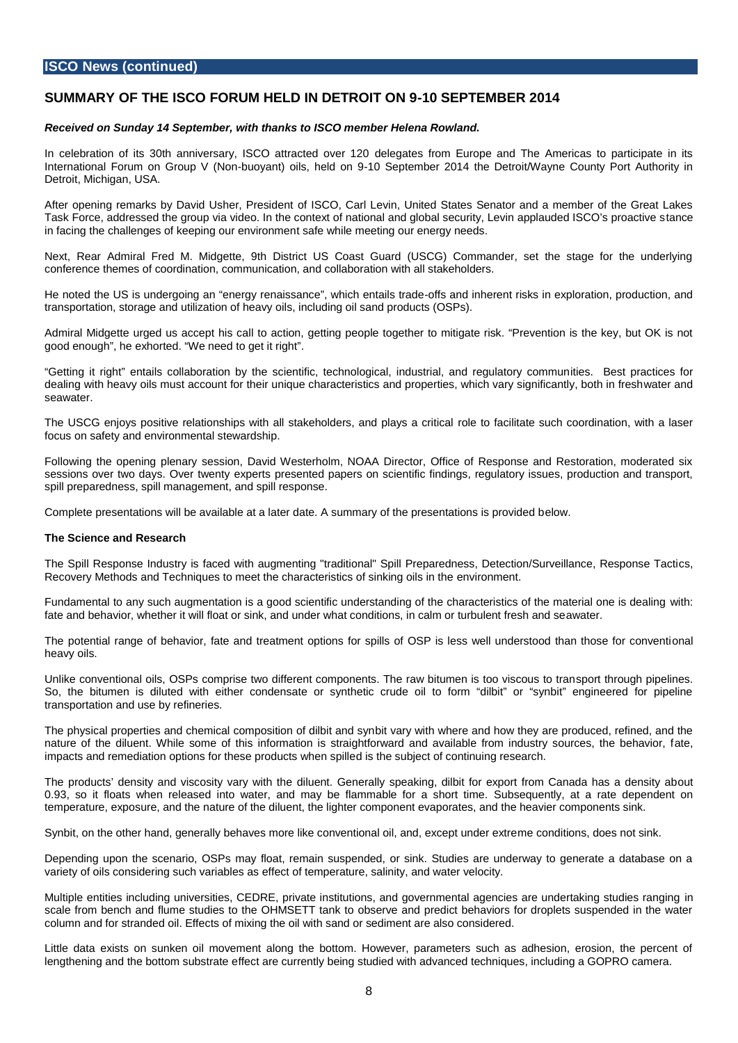## ISCO News (continued)

### SUMMARY OF THE ISCO FORUM HELD IN DETROIT ON 9-10 SEPTEMBER 2014

***Received on Sunday 14 September, with thanks to ISCO member Helena Rowland.***

In celebration of its 30th anniversary, ISCO attracted over 120 delegates from Europe and The Americas to participate in its International Forum on Group V (Non-buoyant) oils, held on 9-10 September 2014 the Detroit/Wayne County Port Authority in Detroit, Michigan, USA.

After opening remarks by David Usher, President of ISCO, Carl Levin, United States Senator and a member of the Great Lakes Task Force, addressed the group via video. In the context of national and global security, Levin applauded ISCO's proactive stance in facing the challenges of keeping our environment safe while meeting our energy needs.

Next, Rear Admiral Fred M. Midgette, 9th District US Coast Guard (USCG) Commander, set the stage for the underlying conference themes of coordination, communication, and collaboration with all stakeholders.

He noted the US is undergoing an "energy renaissance", which entails trade-offs and inherent risks in exploration, production, and transportation, storage and utilization of heavy oils, including oil sand products (OSPs).

Admiral Midgette urged us accept his call to action, getting people together to mitigate risk. "Prevention is the key, but OK is not good enough", he exhorted. "We need to get it right".

"Getting it right" entails collaboration by the scientific, technological, industrial, and regulatory communities. Best practices for dealing with heavy oils must account for their unique characteristics and properties, which vary significantly, both in freshwater and seawater.

The USCG enjoys positive relationships with all stakeholders, and plays a critical role to facilitate such coordination, with a laser focus on safety and environmental stewardship.

Following the opening plenary session, David Westerholm, NOAA Director, Office of Response and Restoration, moderated six sessions over two days. Over twenty experts presented papers on scientific findings, regulatory issues, production and transport, spill preparedness, spill management, and spill response.

Complete presentations will be available at a later date. A summary of the presentations is provided below.

#### The Science and Research

The Spill Response Industry is faced with augmenting "traditional" Spill Preparedness, Detection/Surveillance, Response Tactics, Recovery Methods and Techniques to meet the characteristics of sinking oils in the environment.

Fundamental to any such augmentation is a good scientific understanding of the characteristics of the material one is dealing with: fate and behavior, whether it will float or sink, and under what conditions, in calm or turbulent fresh and seawater.

The potential range of behavior, fate and treatment options for spills of OSP is less well understood than those for conventional heavy oils.

Unlike conventional oils, OSPs comprise two different components. The raw bitumen is too viscous to transport through pipelines. So, the bitumen is diluted with either condensate or synthetic crude oil to form "dilbit" or "synbit" engineered for pipeline transportation and use by refineries.

The physical properties and chemical composition of dilbit and synbit vary with where and how they are produced, refined, and the nature of the diluent. While some of this information is straightforward and available from industry sources, the behavior, fate, impacts and remediation options for these products when spilled is the subject of continuing research.

The products' density and viscosity vary with the diluent. Generally speaking, dilbit for export from Canada has a density about 0.93, so it floats when released into water, and may be flammable for a short time. Subsequently, at a rate dependent on temperature, exposure, and the nature of the diluent, the lighter component evaporates, and the heavier components sink.

Synbit, on the other hand, generally behaves more like conventional oil, and, except under extreme conditions, does not sink.

Depending upon the scenario, OSPs may float, remain suspended, or sink. Studies are underway to generate a database on a variety of oils considering such variables as effect of temperature, salinity, and water velocity.

Multiple entities including universities, CEDRE, private institutions, and governmental agencies are undertaking studies ranging in scale from bench and flume studies to the OHMSETT tank to observe and predict behaviors for droplets suspended in the water column and for stranded oil. Effects of mixing the oil with sand or sediment are also considered.

Little data exists on sunken oil movement along the bottom. However, parameters such as adhesion, erosion, the percent of lengthening and the bottom substrate effect are currently being studied with advanced techniques, including a GOPRO camera.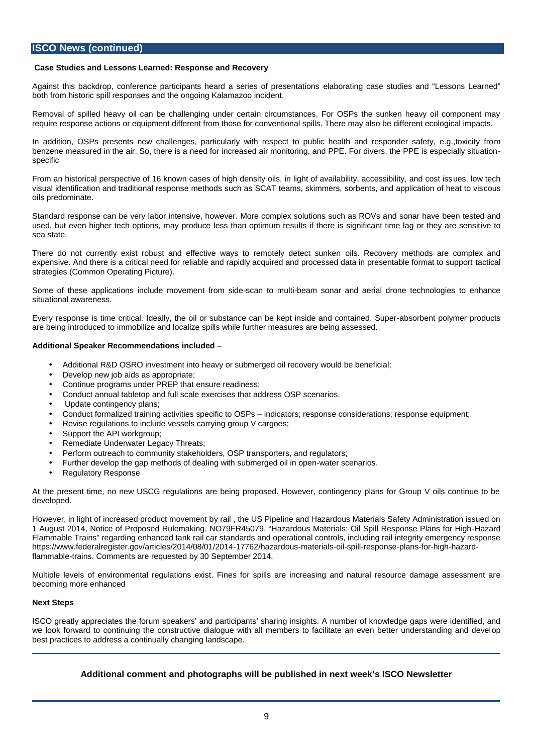## ISCO News (continued)

### Case Studies and Lessons Learned: Response and Recovery

Against this backdrop, conference participants heard a series of presentations elaborating case studies and "Lessons Learned" both from historic spill responses and the ongoing Kalamazoo incident.

Removal of spilled heavy oil can be challenging under certain circumstances. For OSPs the sunken heavy oil component may require response actions or equipment different from those for conventional spills. There may also be different ecological impacts.

In addition, OSPs presents new challenges, particularly with respect to public health and responder safety, e.g.,toxicity from benzene measured in the air. So, there is a need for increased air monitoring, and PPE. For divers, the PPE is especially situation-specific

From an historical perspective of 16 known cases of high density oils, in light of availability, accessibility, and cost issues, low tech visual identification and traditional response methods such as SCAT teams, skimmers, sorbents, and application of heat to viscous oils predominate.

Standard response can be very labor intensive, however. More complex solutions such as ROVs and sonar have been tested and used, but even higher tech options, may produce less than optimum results if there is significant time lag or they are sensitive to sea state.

There do not currently exist robust and effective ways to remotely detect sunken oils. Recovery methods are complex and expensive. And there is a critical need for reliable and rapidly acquired and processed data in presentable format to support tactical strategies (Common Operating Picture).

Some of these applications include movement from side-scan to multi-beam sonar and aerial drone technologies to enhance situational awareness.

Every response is time critical. Ideally, the oil or substance can be kept inside and contained. Super-absorbent polymer products are being introduced to immobilize and localize spills while further measures are being assessed.

**Additional Speaker Recommendations included –**

- Additional R&D OSRO investment into heavy or submerged oil recovery would be beneficial;
- Develop new job aids as appropriate;
- Continue programs under PREP that ensure readiness;
- Conduct annual tabletop and full scale exercises that address OSP scenarios.
- Update contingency plans;
- Conduct formalized training activities specific to OSPs – indicators; response considerations; response equipment;
- Revise regulations to include vessels carrying group V cargoes;
- Support the API workgroup;
- Remediate Underwater Legacy Threats;
- Perform outreach to community stakeholders, OSP transporters, and regulators;
- Further develop the gap methods of dealing with submerged oil in open-water scenarios.
- Regulatory Response

At the present time, no new USCG regulations are being proposed. However, contingency plans for Group V oils continue to be developed.

However, in light of increased product movement by rail , the US Pipeline and Hazardous Materials Safety Administration issued on 1 August 2014, Notice of Proposed Rulemaking. NO79FR45079, "Hazardous Materials: Oil Spill Response Plans for High-Hazard Flammable Trains" regarding enhanced tank rail car standards and operational controls, including rail integrity emergency response https://www.federalregister.gov/articles/2014/08/01/2014-17762/hazardous-materials-oil-spill-response-plans-for-high-hazard-flammable-trains. Comments are requested by 30 September 2014.

Multiple levels of environmental regulations exist. Fines for spills are increasing and natural resource damage assessment are becoming more enhanced

### Next Steps

ISCO greatly appreciates the forum speakers' and participants' sharing insights. A number of knowledge gaps were identified, and we look forward to continuing the constructive dialogue with all members to facilitate an even better understanding and develop best practices to address a continually changing landscape.

---

**Additional comment and photographs will be published in next week's ISCO Newsletter**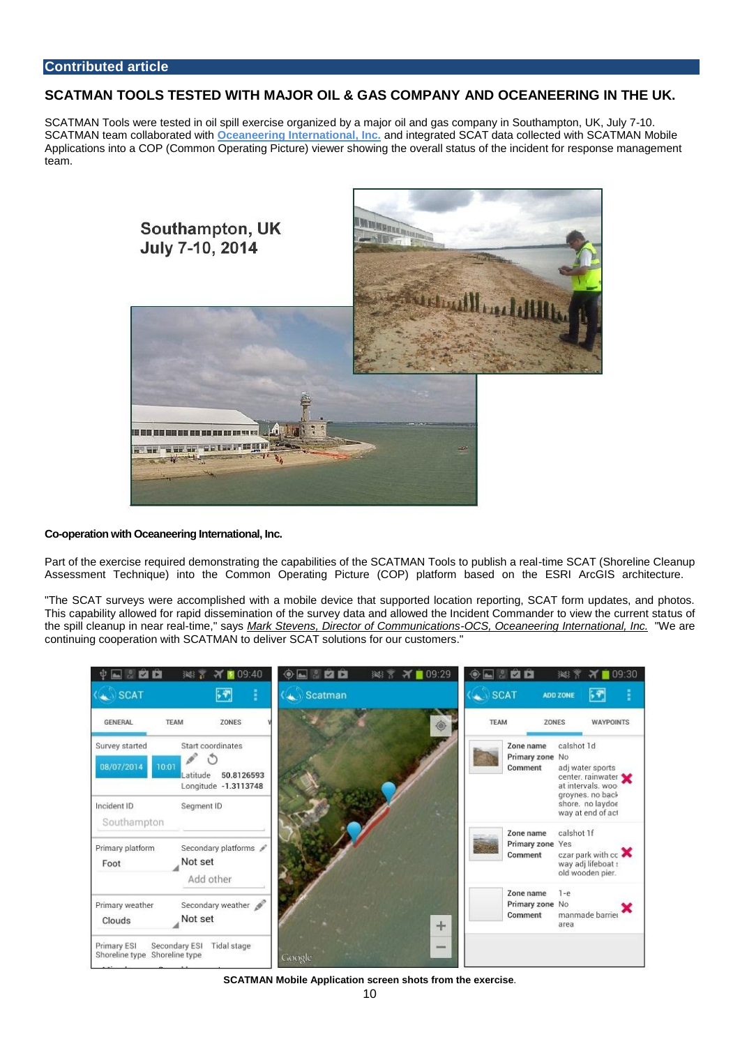**Contributed article**

## SCATMAN TOOLS TESTED WITH MAJOR OIL & GAS COMPANY AND OCEANEERING IN THE UK.

SCATMAN Tools were tested in oil spill exercise organized by a major oil and gas company in Southampton, UK, July 7-10. SCATMAN team collaborated with **Oceaneering International, Inc.** and integrated SCAT data collected with SCATMAN Mobile Applications into a COP (Common Operating Picture) viewer showing the overall status of the incident for response management team.

**Co-operation with Oceaneering International, Inc.**

Part of the exercise required demonstrating the capabilities of the SCATMAN Tools to publish a real-time SCAT (Shoreline Cleanup Assessment Technique) into the Common Operating Picture (COP) platform based on the ESRI ArcGIS architecture.

"The SCAT surveys were accomplished with a mobile device that supported location reporting, SCAT form updates, and photos. This capability allowed for rapid dissemination of the survey data and allowed the Incident Commander to view the current status of the spill cleanup in near real-time," says *Mark Stevens, Director of Communications-OCS, Oceaneering International, Inc.* "We are continuing cooperation with SCATMAN to deliver SCAT solutions for our customers."

**SCATMAN Mobile Application screen shots from the exercise.**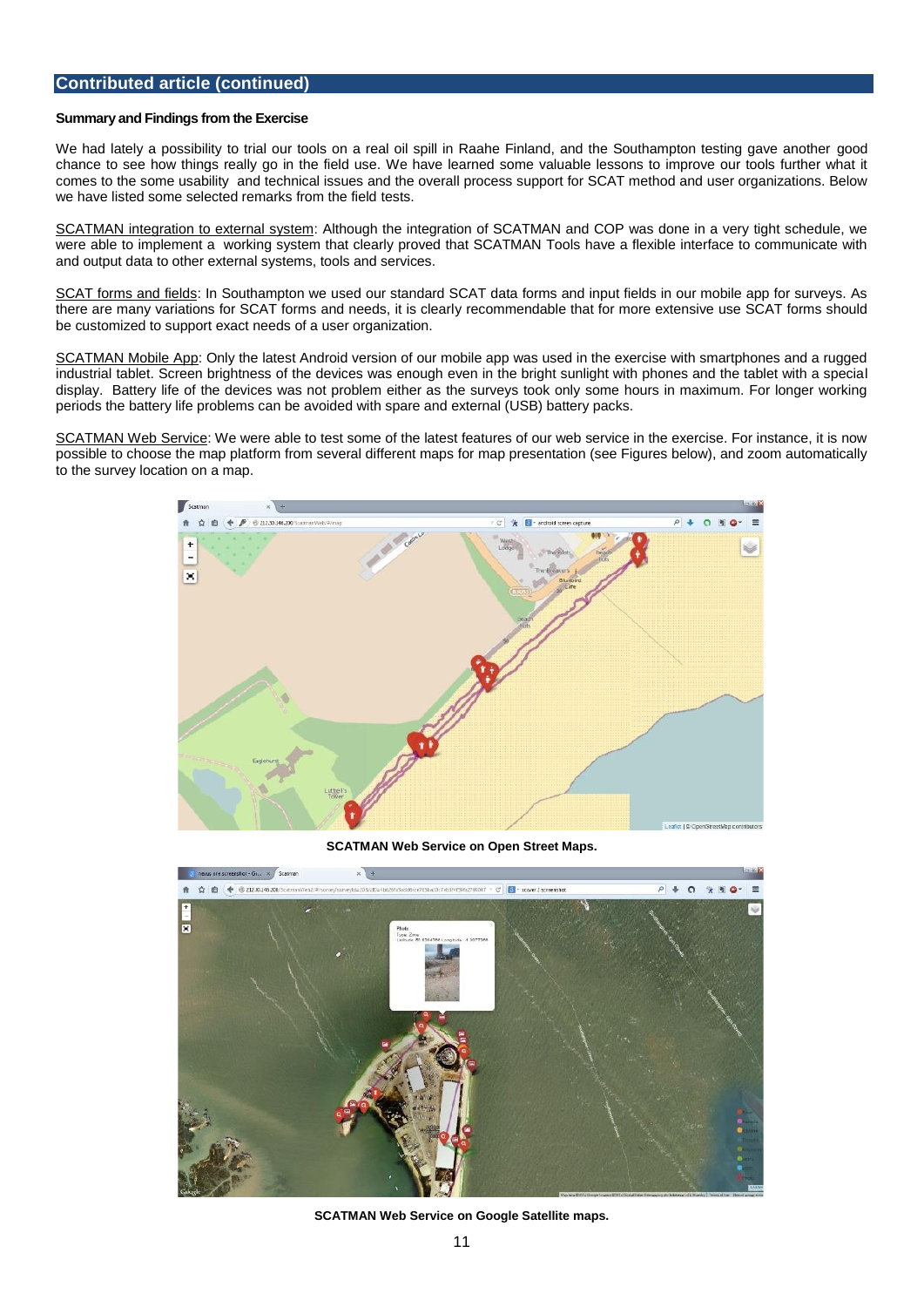## Contributed article (continued)

**Summary and Findings from the Exercise**

We had lately a possibility to trial our tools on a real oil spill in Raahe Finland, and the Southampton testing gave another good chance to see how things really go in the field use. We have learned some valuable lessons to improve our tools further what it comes to the some usability and technical issues and the overall process support for SCAT method and user organizations. Below we have listed some selected remarks from the field tests.

SCATMAN integration to external system: Although the integration of SCATMAN and COP was done in a very tight schedule, we were able to implement a working system that clearly proved that SCATMAN Tools have a flexible interface to communicate with and output data to other external systems, tools and services.

SCAT forms and fields: In Southampton we used our standard SCAT data forms and input fields in our mobile app for surveys. As there are many variations for SCAT forms and needs, it is clearly recommendable that for more extensive use SCAT forms should be customized to support exact needs of a user organization.

SCATMAN Mobile App: Only the latest Android version of our mobile app was used in the exercise with smartphones and a rugged industrial tablet. Screen brightness of the devices was enough even in the bright sunlight with phones and the tablet with a special display. Battery life of the devices was not problem either as the surveys took only some hours in maximum. For longer working periods the battery life problems can be avoided with spare and external (USB) battery packs.

SCATMAN Web Service: We were able to test some of the latest features of our web service in the exercise. For instance, it is now possible to choose the map platform from several different maps for map presentation (see Figures below), and zoom automatically to the survey location on a map.

**SCATMAN Web Service on Open Street Maps.**

**SCATMAN Web Service on Google Satellite maps.**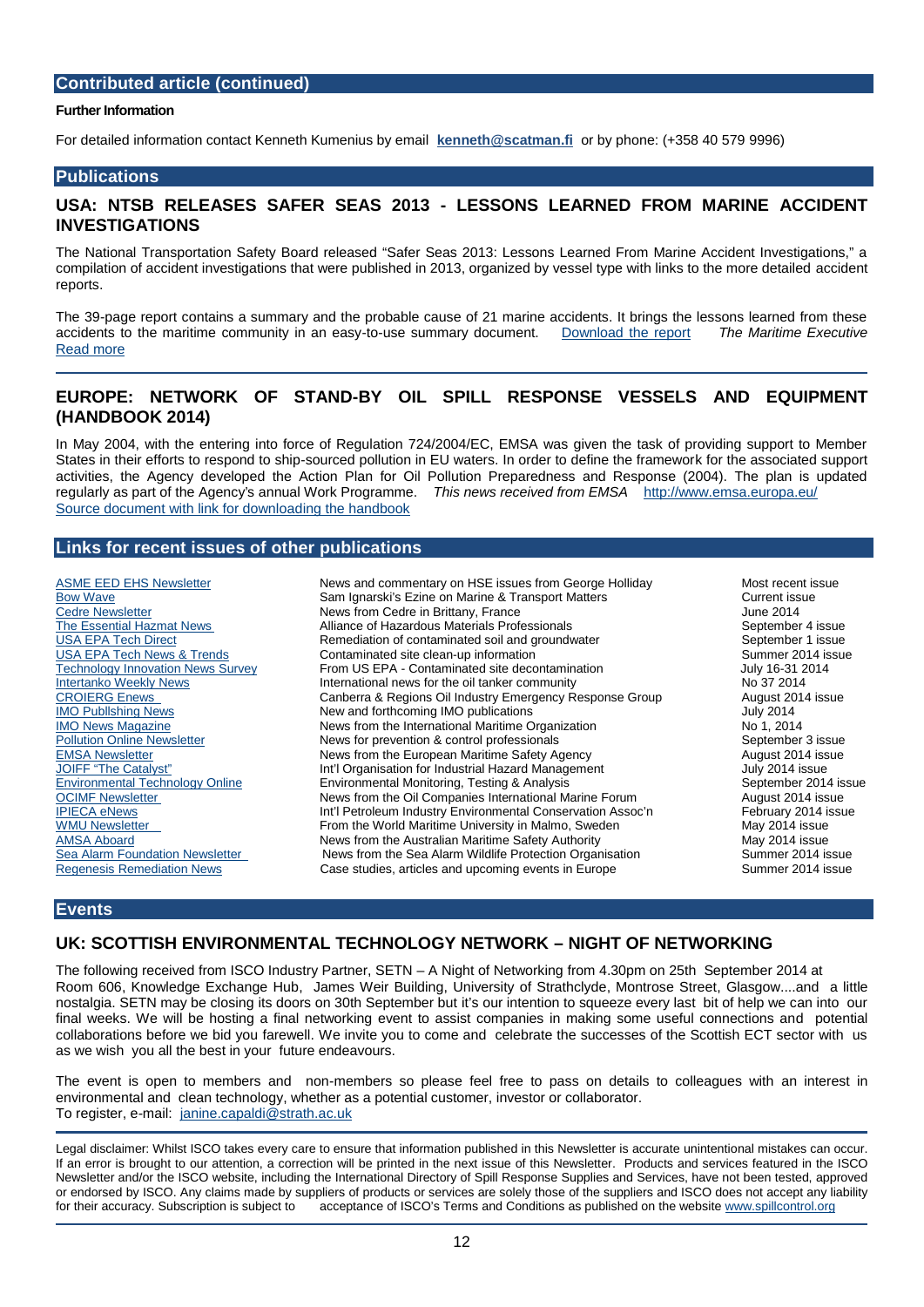## Contributed article (continued)

**Further Information**

For detailed information contact Kenneth Kumenius by email **kenneth@scatman.fi** or by phone: (+358 40 579 9996)

## Publications

### USA: NTSB RELEASES SAFER SEAS 2013 - LESSONS LEARNED FROM MARINE ACCIDENT INVESTIGATIONS

The National Transportation Safety Board released "Safer Seas 2013: Lessons Learned From Marine Accident Investigations," a compilation of accident investigations that were published in 2013, organized by vessel type with links to the more detailed accident reports.

The 39-page report contains a summary and the probable cause of 21 marine accidents. It brings the lessons learned from these accidents to the maritime community in an easy-to-use summary document. Download the report *The Maritime Executive* Read more

### EUROPE: NETWORK OF STAND-BY OIL SPILL RESPONSE VESSELS AND EQUIPMENT (HANDBOOK 2014)

In May 2004, with the entering into force of Regulation 724/2004/EC, EMSA was given the task of providing support to Member States in their efforts to respond to ship-sourced pollution in EU waters. In order to define the framework for the associated support activities, the Agency developed the Action Plan for Oil Pollution Preparedness and Response (2004). The plan is updated regularly as part of the Agency's annual Work Programme. *This news received from EMSA* http://www.emsa.europa.eu/
Source document with link for downloading the handbook

## Links for recent issues of other publications

| | | |
|---|---|---|
| ASME EED EHS Newsletter | News and commentary on HSE issues from George Holliday | Most recent issue |
| Bow Wave | Sam Ignarski's Ezine on Marine & Transport Matters | Current issue |
| Cedre Newsletter | News from Cedre in Brittany, France | June 2014 |
| The Essential Hazmat News | Alliance of Hazardous Materials Professionals | September 4 issue |
| USA EPA Tech Direct | Remediation of contaminated soil and groundwater | September 1 issue |
| USA EPA Tech News & Trends | Contaminated site clean-up information | Summer 2014 issue |
| Technology Innovation News Survey | From US EPA - Contaminated site decontamination | July 16-31 2014 |
| Intertanko Weekly News | International news for the oil tanker community | No 37 2014 |
| CROIERG Enews | Canberra & Regions Oil Industry Emergency Response Group | August 2014 issue |
| IMO Publishing News | New and forthcoming IMO publications | July 2014 |
| IMO News Magazine | News from the International Maritime Organization | No 1, 2014 |
| Pollution Online Newsletter | News for prevention & control professionals | September 3 issue |
| EMSA Newsletter | News from the European Maritime Safety Agency | August 2014 issue |
| JOIFF "The Catalyst" | Int'l Organisation for Industrial Hazard Management | July 2014 issue |
| Environmental Technology Online | Environmental Monitoring, Testing & Analysis | September 2014 issue |
| OCIMF Newsletter | News from the Oil Companies International Marine Forum | August 2014 issue |
| IPIECA eNews | Int'l Petroleum Industry Environmental Conservation Assoc'n | February 2014 issue |
| WMU Newsletter | From the World Maritime University in Malmo, Sweden | May 2014 issue |
| AMSA Aboard | News from the Australian Maritime Safety Authority | May 2014 issue |
| Sea Alarm Foundation Newsletter | News from the Sea Alarm Wildlife Protection Organisation | Summer 2014 issue |
| Regenesis Remediation News | Case studies, articles and upcoming events in Europe | Summer 2014 issue |

## Events

### UK: SCOTTISH ENVIRONMENTAL TECHNOLOGY NETWORK – NIGHT OF NETWORKING

The following received from ISCO Industry Partner, SETN – A Night of Networking from 4.30pm on 25th September 2014 at Room 606, Knowledge Exchange Hub, James Weir Building, University of Strathclyde, Montrose Street, Glasgow....and a little nostalgia. SETN may be closing its doors on 30th September but it's our intention to squeeze every last bit of help we can into our final weeks. We will be hosting a final networking event to assist companies in making some useful connections and potential collaborations before we bid you farewell. We invite you to come and celebrate the successes of the Scottish ECT sector with us as we wish you all the best in your future endeavours.

The event is open to members and non-members so please feel free to pass on details to colleagues with an interest in environmental and clean technology, whether as a potential customer, investor or collaborator.
To register, e-mail: janine.capaldi@strath.ac.uk

Legal disclaimer: Whilst ISCO takes every care to ensure that information published in this Newsletter is accurate unintentional mistakes can occur. If an error is brought to our attention, a correction will be printed in the next issue of this Newsletter. Products and services featured in the ISCO Newsletter and/or the ISCO website, including the International Directory of Spill Response Supplies and Services, have not been tested, approved or endorsed by ISCO. Any claims made by suppliers of products or services are solely those of the suppliers and ISCO does not accept any liability for their accuracy. Subscription is subject to acceptance of ISCO's Terms and Conditions as published on the website www.spillcontrol.org